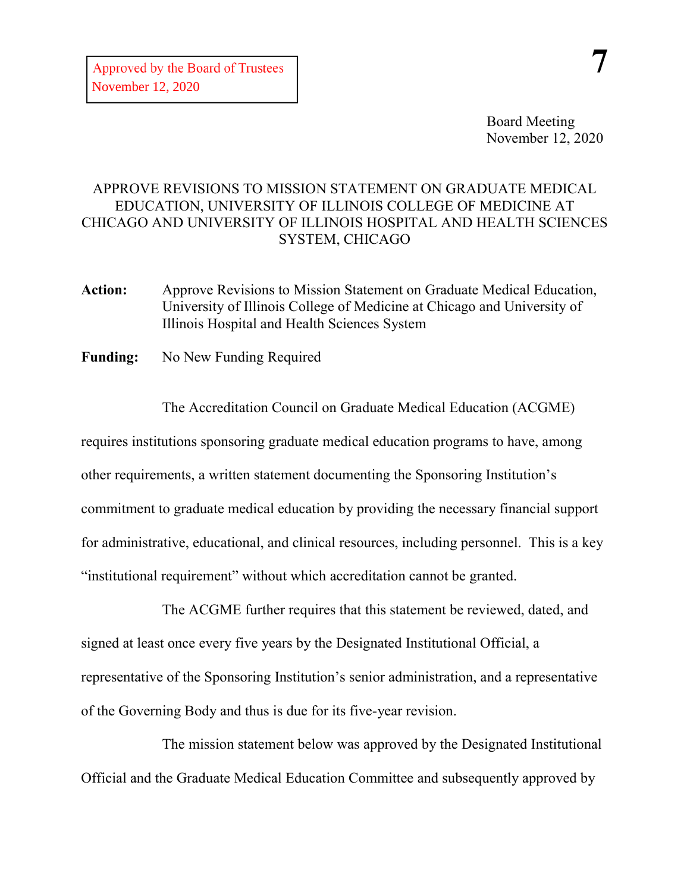Approved by the Board of Trustees
November 12, 2020

**7**

Board Meeting
November 12, 2020

# APPROVE REVISIONS TO MISSION STATEMENT ON GRADUATE MEDICAL EDUCATION, UNIVERSITY OF ILLINOIS COLLEGE OF MEDICINE AT CHICAGO AND UNIVERSITY OF ILLINOIS HOSPITAL AND HEALTH SCIENCES SYSTEM, CHICAGO

**Action:** Approve Revisions to Mission Statement on Graduate Medical Education, University of Illinois College of Medicine at Chicago and University of Illinois Hospital and Health Sciences System

**Funding:** No New Funding Required

The Accreditation Council on Graduate Medical Education (ACGME) requires institutions sponsoring graduate medical education programs to have, among other requirements, a written statement documenting the Sponsoring Institution's commitment to graduate medical education by providing the necessary financial support for administrative, educational, and clinical resources, including personnel. This is a key "institutional requirement" without which accreditation cannot be granted.

The ACGME further requires that this statement be reviewed, dated, and signed at least once every five years by the Designated Institutional Official, a representative of the Sponsoring Institution's senior administration, and a representative of the Governing Body and thus is due for its five-year revision.

The mission statement below was approved by the Designated Institutional Official and the Graduate Medical Education Committee and subsequently approved by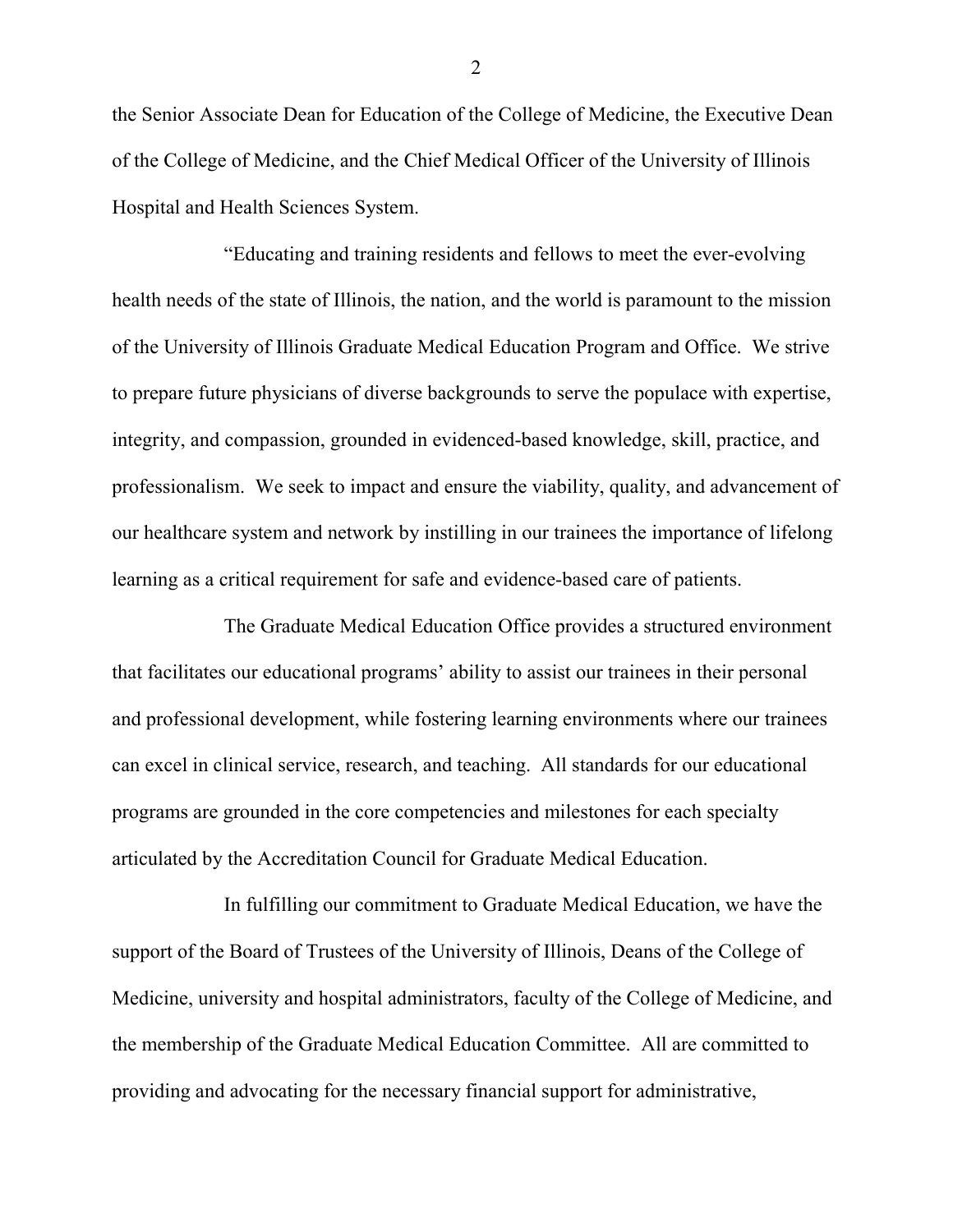the Senior Associate Dean for Education of the College of Medicine, the Executive Dean of the College of Medicine, and the Chief Medical Officer of the University of Illinois Hospital and Health Sciences System.

"Educating and training residents and fellows to meet the ever-evolving health needs of the state of Illinois, the nation, and the world is paramount to the mission of the University of Illinois Graduate Medical Education Program and Office. We strive to prepare future physicians of diverse backgrounds to serve the populace with expertise, integrity, and compassion, grounded in evidenced-based knowledge, skill, practice, and professionalism. We seek to impact and ensure the viability, quality, and advancement of our healthcare system and network by instilling in our trainees the importance of lifelong learning as a critical requirement for safe and evidence-based care of patients.

The Graduate Medical Education Office provides a structured environment that facilitates our educational programs' ability to assist our trainees in their personal and professional development, while fostering learning environments where our trainees can excel in clinical service, research, and teaching. All standards for our educational programs are grounded in the core competencies and milestones for each specialty articulated by the Accreditation Council for Graduate Medical Education.

In fulfilling our commitment to Graduate Medical Education, we have the support of the Board of Trustees of the University of Illinois, Deans of the College of Medicine, university and hospital administrators, faculty of the College of Medicine, and the membership of the Graduate Medical Education Committee. All are committed to providing and advocating for the necessary financial support for administrative,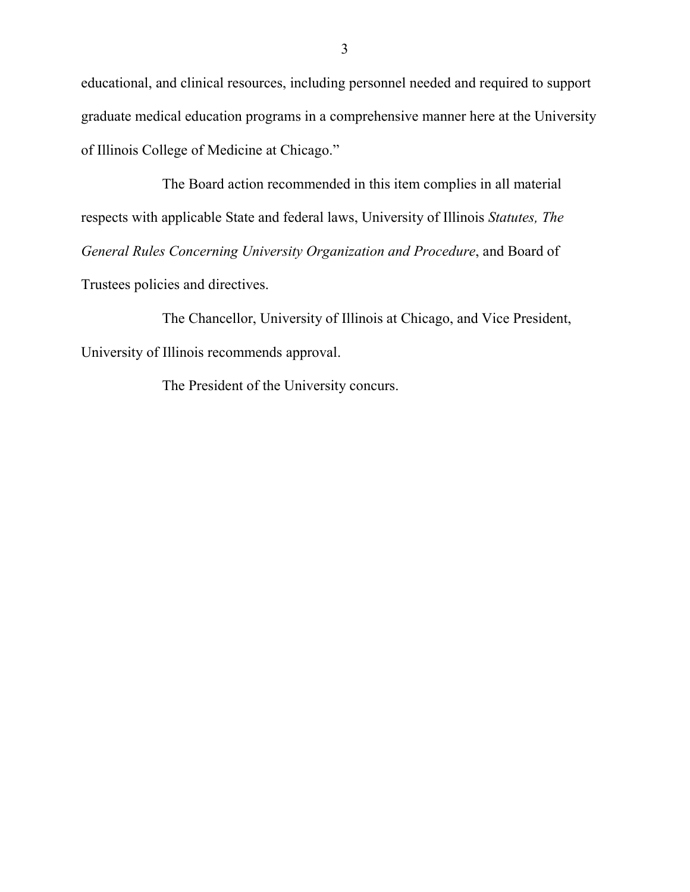educational, and clinical resources, including personnel needed and required to support graduate medical education programs in a comprehensive manner here at the University of Illinois College of Medicine at Chicago."

The Board action recommended in this item complies in all material respects with applicable State and federal laws, University of Illinois *Statutes, The General Rules Concerning University Organization and Procedure*, and Board of Trustees policies and directives.

The Chancellor, University of Illinois at Chicago, and Vice President, University of Illinois recommends approval.

The President of the University concurs.